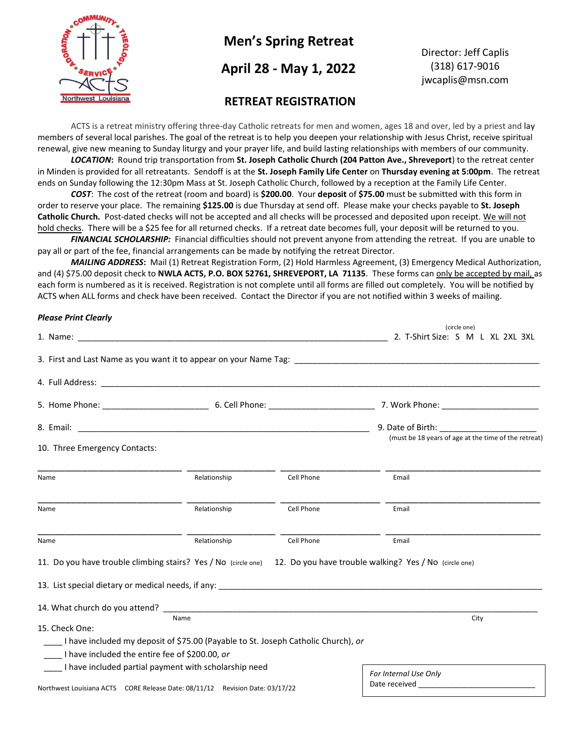# Men's Spring Retreat

## April 28 - May 1, 2022

Director: Jeff Caplis
(318) 617-9016
jwcaplis@msn.com

## RETREAT REGISTRATION

ACTS is a retreat ministry offering three-day Catholic retreats for men and women, ages 18 and over, led by a priest and lay members of several local parishes. The goal of the retreat is to help you deepen your relationship with Jesus Christ, receive spiritual renewal, give new meaning to Sunday liturgy and your prayer life, and build lasting relationships with members of our community.

***LOCATION*:** Round trip transportation from **St. Joseph Catholic Church (204 Patton Ave., Shreveport)** to the retreat center in Minden is provided for all retreatants. Sendoff is at the **St. Joseph Family Life Center** on **Thursday evening at 5:00pm**. The retreat ends on Sunday following the 12:30pm Mass at St. Joseph Catholic Church, followed by a reception at the Family Life Center.

***COST***: The cost of the retreat (room and board) is **$200.00**. Your **deposit** of **$75.00** must be submitted with this form in order to reserve your place. The remaining **$125.00** is due Thursday at send off. Please make your checks payable to **St. Joseph Catholic Church.** Post-dated checks will not be accepted and all checks will be processed and deposited upon receipt. We will not hold checks. There will be a $25 fee for all returned checks. If a retreat date becomes full, your deposit will be returned to you.

***FINANCIAL SCHOLARSHIP:*** Financial difficulties should not prevent anyone from attending the retreat. If you are unable to pay all or part of the fee, financial arrangements can be made by notifying the retreat Director.

***MAILING ADDRESS*:** Mail (1) Retreat Registration Form, (2) Hold Harmless Agreement, (3) Emergency Medical Authorization, and (4) $75.00 deposit check to **NWLA ACTS, P.O. BOX 52761, SHREVEPORT, LA 71135**. These forms can only be accepted by mail, as each form is numbered as it is received. Registration is not complete until all forms are filled out completely. You will be notified by ACTS when ALL forms and check have been received. Contact the Director if you are not notified within 3 weeks of mailing.

***Please Print Clearly***

1. Name: ______________________________________________ 2. T-Shirt Size: (circle one) S M L XL 2XL 3XL

3. First and Last Name as you want it to appear on your Name Tag: ______________________________

4. Full Address: ______________________________________________________________

5. Home Phone: ____________________ 6. Cell Phone: ____________________ 7. Work Phone: ____________________

8. Email: ______________________________________ 9. Date of Birth: ____________________ (must be 18 years of age at the time of the retreat)

10. Three Emergency Contacts:

| Name | Relationship | Cell Phone | Email |
|---|---|---|---|
| | | | |
| | | | |
| | | | |

11. Do you have trouble climbing stairs? Yes / No (circle one) 12. Do you have trouble walking? Yes / No (circle one)

13. List special dietary or medical needs, if any: ______________________________________________

14. What church do you attend? ______________________________________________
Name City

15. Check One:

____ I have included my deposit of $75.00 (Payable to St. Joseph Catholic Church), *or*

____ I have included the entire fee of $200.00, *or*

____ I have included partial payment with scholarship need

*For Internal Use Only*
Date received ______________________

Northwest Louisiana ACTS CORE Release Date: 08/11/12 Revision Date: 03/17/22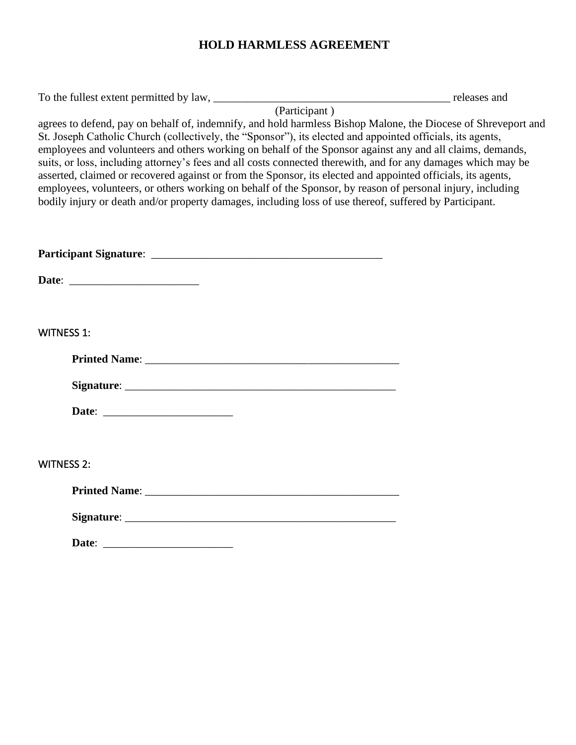# HOLD HARMLESS AGREEMENT

To the fullest extent permitted by law, ___________________________________________ releases and
(Participant )
agrees to defend, pay on behalf of, indemnify, and hold harmless Bishop Malone, the Diocese of Shreveport and St. Joseph Catholic Church (collectively, the "Sponsor"), its elected and appointed officials, its agents, employees and volunteers and others working on behalf of the Sponsor against any and all claims, demands, suits, or loss, including attorney's fees and all costs connected therewith, and for any damages which may be asserted, claimed or recovered against or from the Sponsor, its elected and appointed officials, its agents, employees, volunteers, or others working on behalf of the Sponsor, by reason of personal injury, including bodily injury or death and/or property damages, including loss of use thereof, suffered by Participant.

**Participant Signature**: ___________________________________________

**Date**: _______________________

WITNESS 1:

**Printed Name**: ______________________________________________

**Signature**: __________________________________________________

**Date**: _______________________

WITNESS 2:

**Printed Name**: ______________________________________________

**Signature**: __________________________________________________

**Date**: _______________________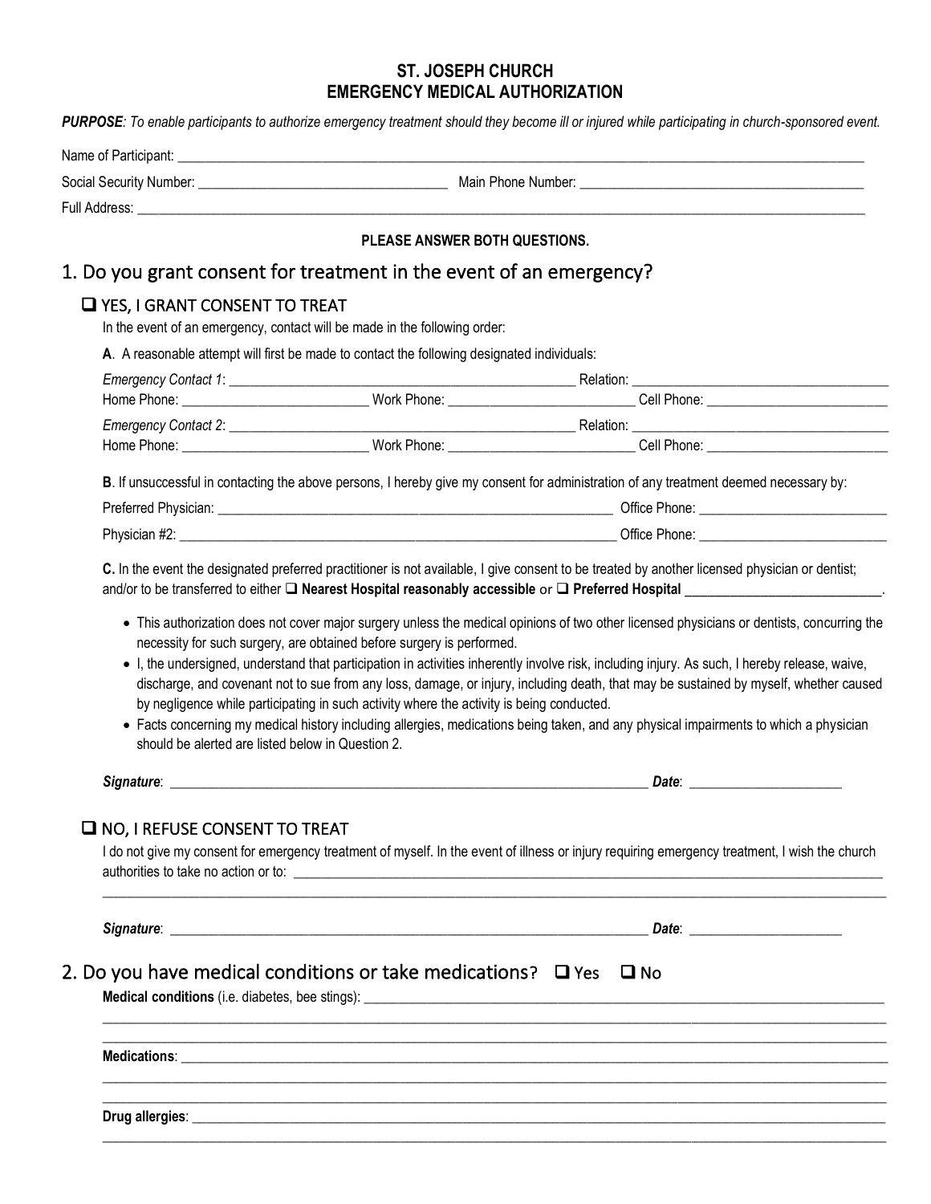**ST. JOSEPH CHURCH**
**EMERGENCY MEDICAL AUTHORIZATION**

***PURPOSE**: To enable participants to authorize emergency treatment should they become ill or injured while participating in church-sponsored event.*

Name of Participant: ______________________________________________

Social Security Number: ______________________ Main Phone Number: ______________________

Full Address: ______________________________________________

**PLEASE ANSWER BOTH QUESTIONS.**

## 1. Do you grant consent for treatment in the event of an emergency?

### ❑ YES, I GRANT CONSENT TO TREAT

In the event of an emergency, contact will be made in the following order:

**A**. A reasonable attempt will first be made to contact the following designated individuals:

*Emergency Contact 1*: ______________________ Relation: ______________________
Home Phone: ______________ Work Phone: ______________ Cell Phone: ______________

*Emergency Contact 2*: ______________________ Relation: ______________________
Home Phone: ______________ Work Phone: ______________ Cell Phone: ______________

**B**. If unsuccessful in contacting the above persons, I hereby give my consent for administration of any treatment deemed necessary by:

Preferred Physician: ______________________ Office Phone: ______________

Physician #2: ______________________ Office Phone: ______________

**C.** In the event the designated preferred practitioner is not available, I give consent to be treated by another licensed physician or dentist; and/or to be transferred to either ❑ **Nearest Hospital reasonably accessible** or ❑ **Preferred Hospital** ______________.

- This authorization does not cover major surgery unless the medical opinions of two other licensed physicians or dentists, concurring the necessity for such surgery, are obtained before surgery is performed.
- I, the undersigned, understand that participation in activities inherently involve risk, including injury. As such, I hereby release, waive, discharge, and covenant not to sue from any loss, damage, or injury, including death, that may be sustained by myself, whether caused by negligence while participating in such activity where the activity is being conducted.
- Facts concerning my medical history including allergies, medications being taken, and any physical impairments to which a physician should be alerted are listed below in Question 2.

***Signature***: ______________________________ ***Date***: ______________

### ❑ NO, I REFUSE CONSENT TO TREAT

I do not give my consent for emergency treatment of myself. In the event of illness or injury requiring emergency treatment, I wish the church authorities to take no action or to: ______________________________________________

______________________________________________

***Signature***: ______________________________ ***Date***: ______________

## 2. Do you have medical conditions or take medications? ❑ Yes ❑ No

**Medical conditions** (i.e. diabetes, bee stings): ______________________________________________

______________________________________________

______________________________________________

**Medications**: ______________________________________________

______________________________________________

______________________________________________

**Drug allergies**: ______________________________________________

______________________________________________